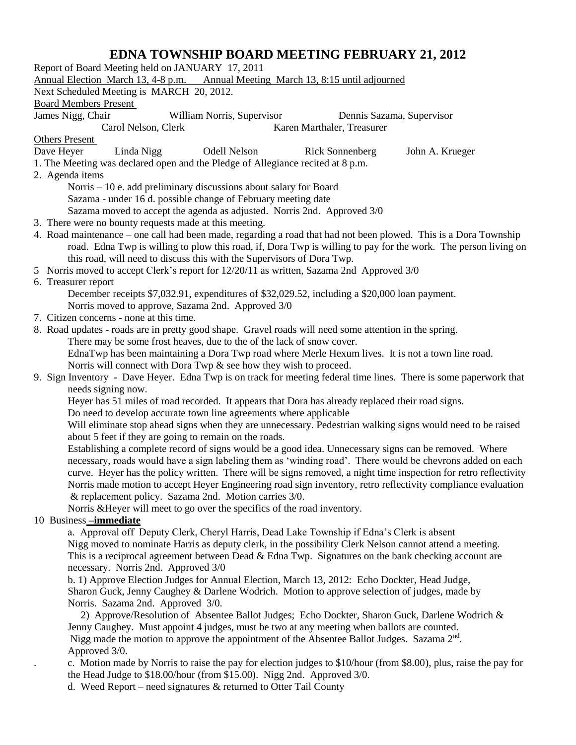# EDNA TOWNSHIP BOARD MEETING FEBRUARY 21, 2012

Report of Board Meeting held on JANUARY 17, 2011

Annual Election March 13, 4-8 p.m. Annual Meeting March 13, 8:15 until adjourned

Next Scheduled Meeting is MARCH 20, 2012.

Board Members Present

James Nigg, Chair William Norris, Supervisor Dennis Sazama, Supervisor
Carol Nelson, Clerk Karen Marthaler, Treasurer

Others Present

Dave Heyer Linda Nigg Odell Nelson Rick Sonnenberg John A. Krueger

1. The Meeting was declared open and the Pledge of Allegiance recited at 8 p.m.
2. Agenda items
   Norris – 10 e. add preliminary discussions about salary for Board
   Sazama - under 16 d. possible change of February meeting date
   Sazama moved to accept the agenda as adjusted. Norris 2nd. Approved 3/0
3. There were no bounty requests made at this meeting.
4. Road maintenance – one call had been made, regarding a road that had not been plowed. This is a Dora Township road. Edna Twp is willing to plow this road, if, Dora Twp is willing to pay for the work. The person living on this road, will need to discuss this with the Supervisors of Dora Twp.
5. Norris moved to accept Clerk's report for 12/20/11 as written, Sazama 2nd Approved 3/0
6. Treasurer report
   December receipts $7,032.91, expenditures of $32,029.52, including a $20,000 loan payment.
   Norris moved to approve, Sazama 2nd. Approved 3/0
7. Citizen concerns - none at this time.
8. Road updates - roads are in pretty good shape. Gravel roads will need some attention in the spring.
   There may be some frost heaves, due to the of the lack of snow cover.
   EdnaTwp has been maintaining a Dora Twp road where Merle Hexum lives. It is not a town line road.
   Norris will connect with Dora Twp & see how they wish to proceed.
9. Sign Inventory - Dave Heyer. Edna Twp is on track for meeting federal time lines. There is some paperwork that needs signing now.
   Heyer has 51 miles of road recorded. It appears that Dora has already replaced their road signs.
   Do need to develop accurate town line agreements where applicable
   Will eliminate stop ahead signs when they are unnecessary. Pedestrian walking signs would need to be raised about 5 feet if they are going to remain on the roads.
   Establishing a complete record of signs would be a good idea. Unnecessary signs can be removed. Where necessary, roads would have a sign labeling them as 'winding road'. There would be chevrons added on each curve. Heyer has the policy written. There will be signs removed, a night time inspection for retro reflectivity
   Norris made motion to accept Heyer Engineering road sign inventory, retro reflectivity compliance evaluation & replacement policy. Sazama 2nd. Motion carries 3/0.
   Norris &Heyer will meet to go over the specifics of the road inventory.
10. Business **–immediate**
    a. Approval off Deputy Clerk, Cheryl Harris, Dead Lake Township if Edna's Clerk is absent
    Nigg moved to nominate Harris as deputy clerk, in the possibility Clerk Nelson cannot attend a meeting. This is a reciprocal agreement between Dead & Edna Twp. Signatures on the bank checking account are necessary. Norris 2nd. Approved 3/0
    b. 1) Approve Election Judges for Annual Election, March 13, 2012: Echo Dockter, Head Judge, Sharon Guck, Jenny Caughey & Darlene Wodrich. Motion to approve selection of judges, made by Norris. Sazama 2nd. Approved 3/0.
    2) Approve/Resolution of Absentee Ballot Judges; Echo Dockter, Sharon Guck, Darlene Wodrich & Jenny Caughey. Must appoint 4 judges, must be two at any meeting when ballots are counted.
    Nigg made the motion to approve the appointment of the Absentee Ballot Judges. Sazama 2nd. Approved 3/0.
    c. Motion made by Norris to raise the pay for election judges to $10/hour (from $8.00), plus, raise the pay for the Head Judge to $18.00/hour (from $15.00). Nigg 2nd. Approved 3/0.
    d. Weed Report – need signatures & returned to Otter Tail County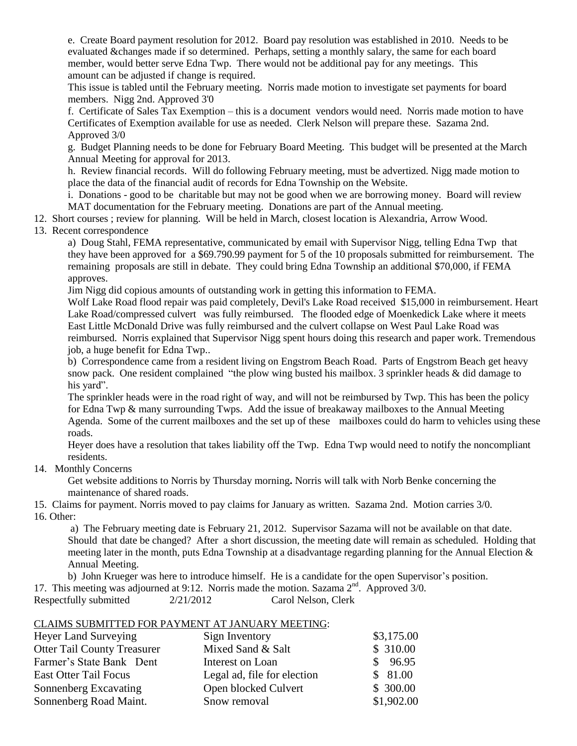e. Create Board payment resolution for 2012. Board pay resolution was established in 2010. Needs to be evaluated &changes made if so determined. Perhaps, setting a monthly salary, the same for each board member, would better serve Edna Twp. There would not be additional pay for any meetings. This amount can be adjusted if change is required.

This issue is tabled until the February meeting. Norris made motion to investigate set payments for board members. Nigg 2nd. Approved 3'0

f. Certificate of Sales Tax Exemption – this is a document vendors would need. Norris made motion to have Certificates of Exemption available for use as needed. Clerk Nelson will prepare these. Sazama 2nd. Approved 3/0

g. Budget Planning needs to be done for February Board Meeting. This budget will be presented at the March Annual Meeting for approval for 2013.

h. Review financial records. Will do following February meeting, must be advertized. Nigg made motion to place the data of the financial audit of records for Edna Township on the Website.

i. Donations - good to be charitable but may not be good when we are borrowing money. Board will review MAT documentation for the February meeting. Donations are part of the Annual meeting.

12. Short courses ; review for planning. Will be held in March, closest location is Alexandria, Arrow Wood.
13. Recent correspondence

a) Doug Stahl, FEMA representative, communicated by email with Supervisor Nigg, telling Edna Twp that they have been approved for a $69.790.99 payment for 5 of the 10 proposals submitted for reimbursement. The remaining proposals are still in debate. They could bring Edna Township an additional $70,000, if FEMA approves.

Jim Nigg did copious amounts of outstanding work in getting this information to FEMA.

Wolf Lake Road flood repair was paid completely, Devil's Lake Road received $15,000 in reimbursement. Heart Lake Road/compressed culvert was fully reimbursed. The flooded edge of Moenkedick Lake where it meets East Little McDonald Drive was fully reimbursed and the culvert collapse on West Paul Lake Road was reimbursed. Norris explained that Supervisor Nigg spent hours doing this research and paper work. Tremendous job, a huge benefit for Edna Twp..

b) Correspondence came from a resident living on Engstrom Beach Road. Parts of Engstrom Beach get heavy snow pack. One resident complained "the plow wing busted his mailbox. 3 sprinkler heads & did damage to his yard".

The sprinkler heads were in the road right of way, and will not be reimbursed by Twp. This has been the policy for Edna Twp & many surrounding Twps. Add the issue of breakaway mailboxes to the Annual Meeting Agenda. Some of the current mailboxes and the set up of these mailboxes could do harm to vehicles using these roads.

Heyer does have a resolution that takes liability off the Twp. Edna Twp would need to notify the noncompliant residents.

14. Monthly Concerns

Get website additions to Norris by Thursday morning**.** Norris will talk with Norb Benke concerning the maintenance of shared roads.

15. Claims for payment. Norris moved to pay claims for January as written. Sazama 2nd. Motion carries 3/0.
16. Other:

a) The February meeting date is February 21, 2012. Supervisor Sazama will not be available on that date. Should that date be changed? After a short discussion, the meeting date will remain as scheduled. Holding that meeting later in the month, puts Edna Township at a disadvantage regarding planning for the Annual Election & Annual Meeting.

b) John Krueger was here to introduce himself. He is a candidate for the open Supervisor's position.

17. This meeting was adjourned at 9:12. Norris made the motion. Sazama 2nd. Approved 3/0.

Respectfully submitted 2/21/2012 Carol Nelson, Clerk

CLAIMS SUBMITTED FOR PAYMENT AT JANUARY MEETING:

| | | |
|---|---|---|
| Heyer Land Surveying | Sign Inventory | $3,175.00 |
| Otter Tail County Treasurer | Mixed Sand & Salt | $ 310.00 |
| Farmer's State Bank Dent | Interest on Loan | $ 96.95 |
| East Otter Tail Focus | Legal ad, file for election | $ 81.00 |
| Sonnenberg Excavating | Open blocked Culvert | $ 300.00 |
| Sonnenberg Road Maint. | Snow removal | $1,902.00 |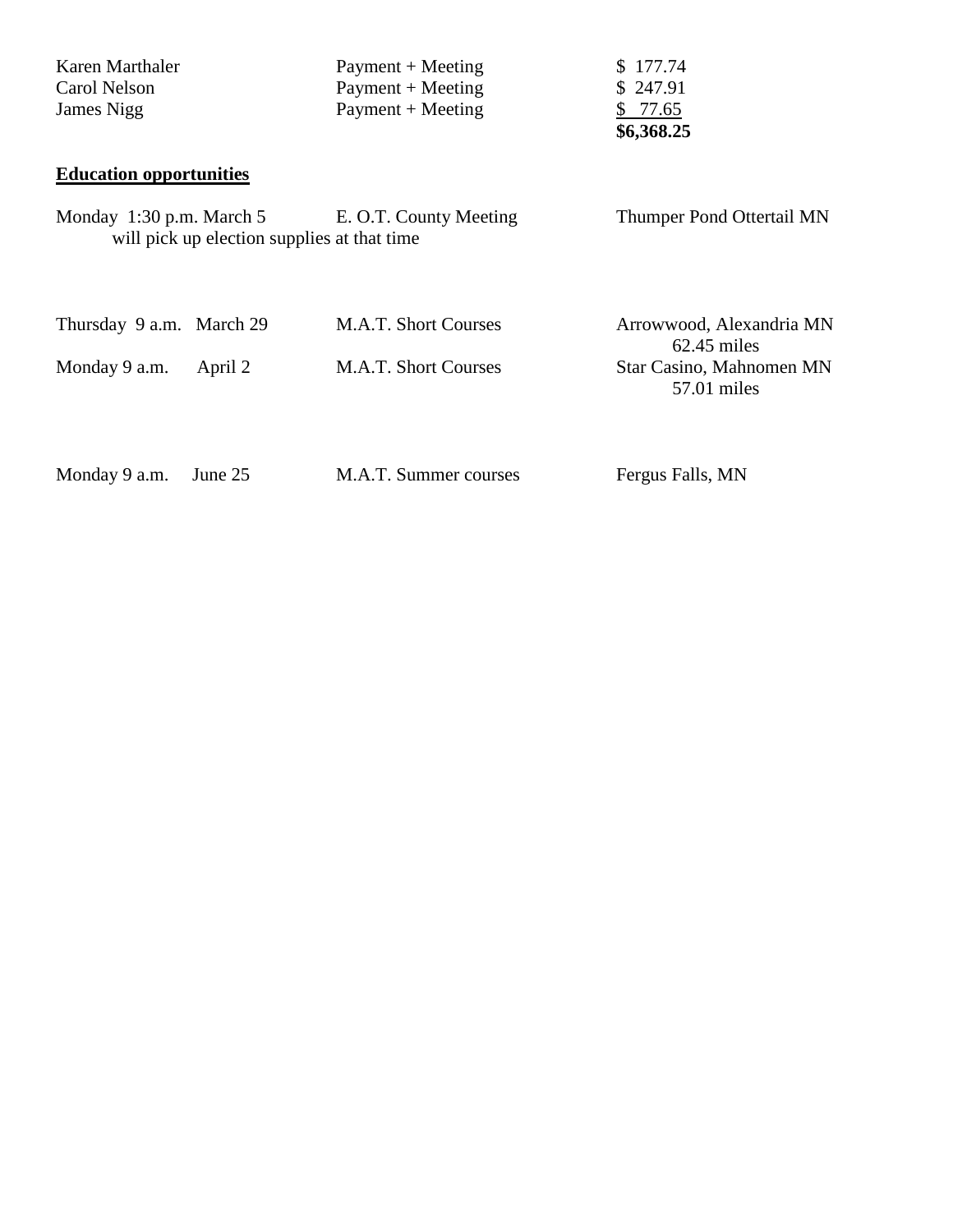| | | |
|---|---|---|
| Karen Marthaler | Payment + Meeting | $ 177.74 |
| Carol Nelson | Payment + Meeting | $ 247.91 |
| James Nigg | Payment + Meeting | $ 77.65 |
| | | **$6,368.25** |

## **Education opportunities**

| | | |
|---|---|---|
| Monday 1:30 p.m. March 5 | E. O.T. County Meeting | Thumper Pond Ottertail MN |
| will pick up election supplies at that time | | |
| Thursday 9 a.m. March 29 | M.A.T. Short Courses | Arrowwood, Alexandria MN 62.45 miles |
| Monday 9 a.m. April 2 | M.A.T. Short Courses | Star Casino, Mahnomen MN 57.01 miles |
| Monday 9 a.m. June 25 | M.A.T. Summer courses | Fergus Falls, MN |